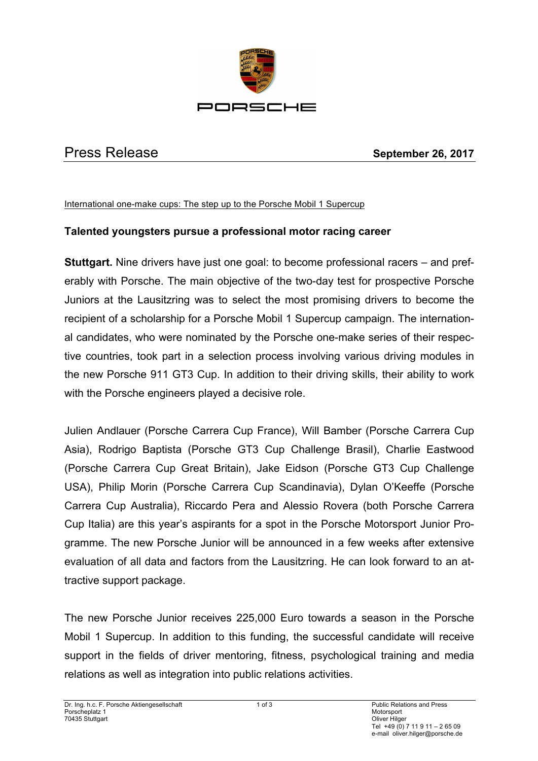# Press Release

**September 26, 2017**

International one-make cups: The step up to the Porsche Mobil 1 Supercup

## Talented youngsters pursue a professional motor racing career

**Stuttgart.** Nine drivers have just one goal: to become professional racers – and preferably with Porsche. The main objective of the two-day test for prospective Porsche Juniors at the Lausitzring was to select the most promising drivers to become the recipient of a scholarship for a Porsche Mobil 1 Supercup campaign. The international candidates, who were nominated by the Porsche one-make series of their respective countries, took part in a selection process involving various driving modules in the new Porsche 911 GT3 Cup. In addition to their driving skills, their ability to work with the Porsche engineers played a decisive role.

Julien Andlauer (Porsche Carrera Cup France), Will Bamber (Porsche Carrera Cup Asia), Rodrigo Baptista (Porsche GT3 Cup Challenge Brasil), Charlie Eastwood (Porsche Carrera Cup Great Britain), Jake Eidson (Porsche GT3 Cup Challenge USA), Philip Morin (Porsche Carrera Cup Scandinavia), Dylan O'Keeffe (Porsche Carrera Cup Australia), Riccardo Pera and Alessio Rovera (both Porsche Carrera Cup Italia) are this year's aspirants for a spot in the Porsche Motorsport Junior Programme. The new Porsche Junior will be announced in a few weeks after extensive evaluation of all data and factors from the Lausitzring. He can look forward to an attractive support package.

The new Porsche Junior receives 225,000 Euro towards a season in the Porsche Mobil 1 Supercup. In addition to this funding, the successful candidate will receive support in the fields of driver mentoring, fitness, psychological training and media relations as well as integration into public relations activities.

Dr. Ing. h.c. F. Porsche Aktiengesellschaft
Porscheplatz 1
70435 Stuttgart

Public Relations and Press
Motorsport
Oliver Hilger
Tel +49 (0) 7 11 9 11 – 2 65 09
e-mail oliver.hilger@porsche.de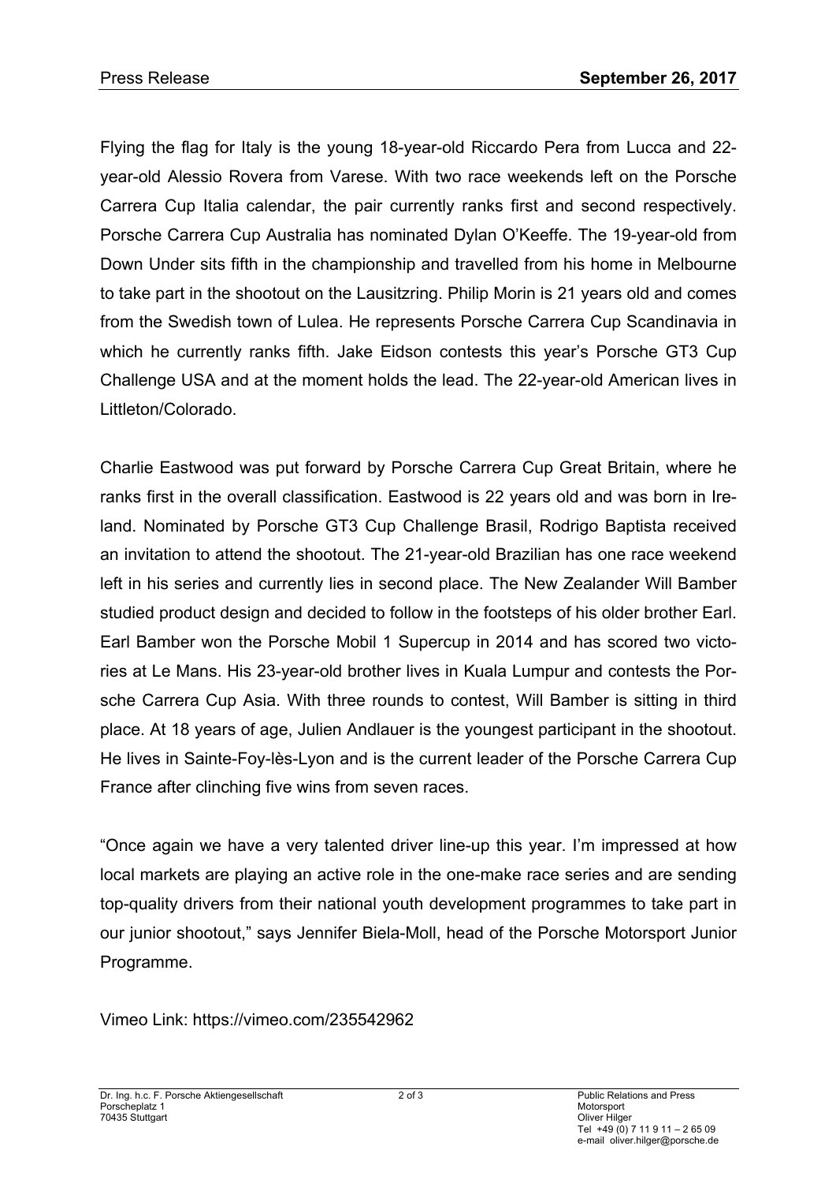Flying the flag for Italy is the young 18-year-old Riccardo Pera from Lucca and 22-year-old Alessio Rovera from Varese. With two race weekends left on the Porsche Carrera Cup Italia calendar, the pair currently ranks first and second respectively. Porsche Carrera Cup Australia has nominated Dylan O'Keeffe. The 19-year-old from Down Under sits fifth in the championship and travelled from his home in Melbourne to take part in the shootout on the Lausitzring. Philip Morin is 21 years old and comes from the Swedish town of Lulea. He represents Porsche Carrera Cup Scandinavia in which he currently ranks fifth. Jake Eidson contests this year's Porsche GT3 Cup Challenge USA and at the moment holds the lead. The 22-year-old American lives in Littleton/Colorado.

Charlie Eastwood was put forward by Porsche Carrera Cup Great Britain, where he ranks first in the overall classification. Eastwood is 22 years old and was born in Ireland. Nominated by Porsche GT3 Cup Challenge Brasil, Rodrigo Baptista received an invitation to attend the shootout. The 21-year-old Brazilian has one race weekend left in his series and currently lies in second place. The New Zealander Will Bamber studied product design and decided to follow in the footsteps of his older brother Earl. Earl Bamber won the Porsche Mobil 1 Supercup in 2014 and has scored two victories at Le Mans. His 23-year-old brother lives in Kuala Lumpur and contests the Porsche Carrera Cup Asia. With three rounds to contest, Will Bamber is sitting in third place. At 18 years of age, Julien Andlauer is the youngest participant in the shootout. He lives in Sainte-Foy-lès-Lyon and is the current leader of the Porsche Carrera Cup France after clinching five wins from seven races.

"Once again we have a very talented driver line-up this year. I'm impressed at how local markets are playing an active role in the one-make race series and are sending top-quality drivers from their national youth development programmes to take part in our junior shootout," says Jennifer Biela-Moll, head of the Porsche Motorsport Junior Programme.

Vimeo Link: https://vimeo.com/235542962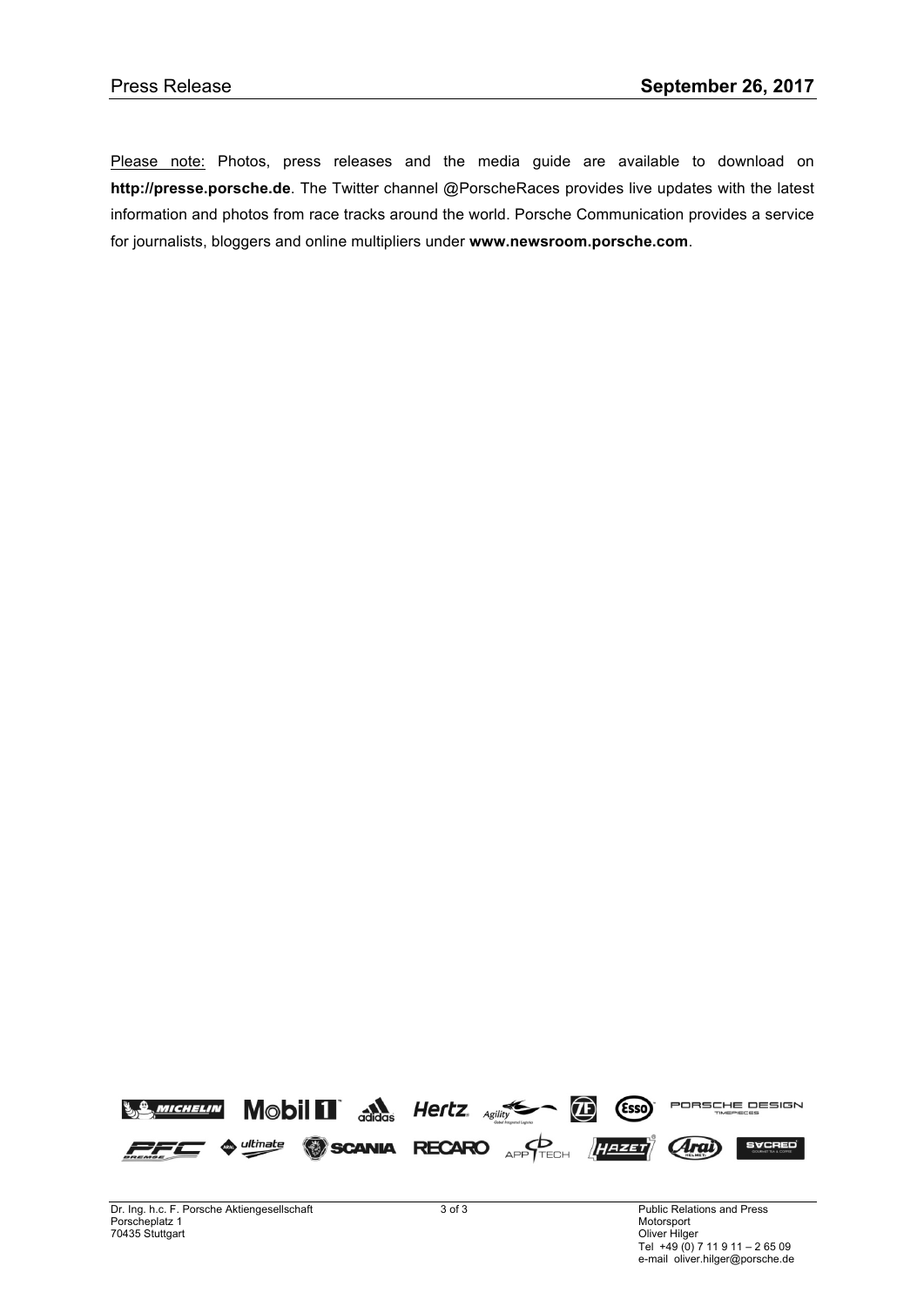Please note: Photos, press releases and the media guide are available to download on **http://presse.porsche.de**. The Twitter channel @PorscheRaces provides live updates with the latest information and photos from race tracks around the world. Porsche Communication provides a service for journalists, bloggers and online multipliers under **www.newsroom.porsche.com**.

Dr. Ing. h.c. F. Porsche Aktiengesellschaft
Porscheplatz 1
70435 Stuttgart

Public Relations and Press
Motorsport
Oliver Hilger
Tel +49 (0) 7 11 9 11 – 2 65 09
e-mail oliver.hilger@porsche.de